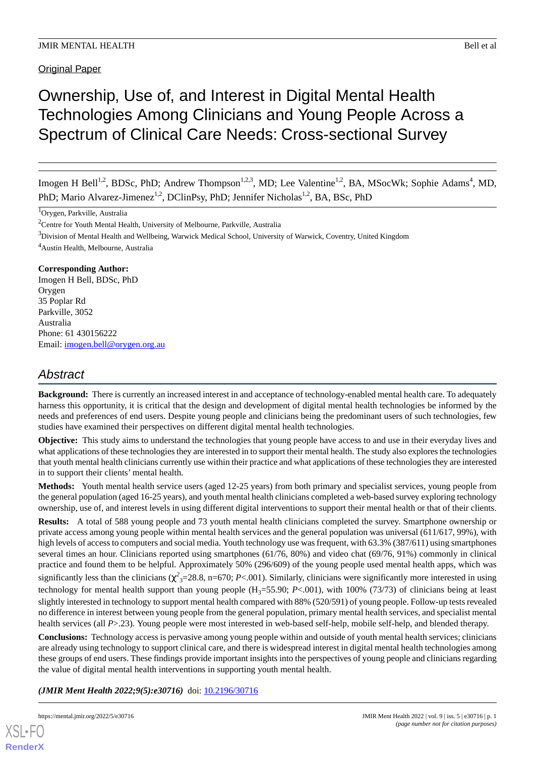Original Paper

# Ownership, Use of, and Interest in Digital Mental Health Technologies Among Clinicians and Young People Across a Spectrum of Clinical Care Needs: Cross-sectional Survey

Imogen H Bell[1,2], BDSc, PhD; Andrew Thompson[1,2,3], MD; Lee Valentine[1,2], BA, MSocWk; Sophie Adams[4], MD, PhD; Mario Alvarez-Jimenez[1,2], DClinPsy, PhD; Jennifer Nicholas[1,2], BA, BSc, PhD

[1]Orygen, Parkville, Australia

[2]Centre for Youth Mental Health, University of Melbourne, Parkville, Australia

[3]Division of Mental Health and Wellbeing, Warwick Medical School, University of Warwick, Coventry, United Kingdom

[4]Austin Health, Melbourne, Australia

**Corresponding Author:**
Imogen H Bell, BDSc, PhD
Orygen
35 Poplar Rd
Parkville, 3052
Australia
Phone: 61 430156222
Email: imogen.bell@orygen.org.au

## Abstract

**Background:** There is currently an increased interest in and acceptance of technology-enabled mental health care. To adequately harness this opportunity, it is critical that the design and development of digital mental health technologies be informed by the needs and preferences of end users. Despite young people and clinicians being the predominant users of such technologies, few studies have examined their perspectives on different digital mental health technologies.

**Objective:** This study aims to understand the technologies that young people have access to and use in their everyday lives and what applications of these technologies they are interested in to support their mental health. The study also explores the technologies that youth mental health clinicians currently use within their practice and what applications of these technologies they are interested in to support their clients' mental health.

**Methods:** Youth mental health service users (aged 12-25 years) from both primary and specialist services, young people from the general population (aged 16-25 years), and youth mental health clinicians completed a web-based survey exploring technology ownership, use of, and interest levels in using different digital interventions to support their mental health or that of their clients.

**Results:** A total of 588 young people and 73 youth mental health clinicians completed the survey. Smartphone ownership or private access among young people within mental health services and the general population was universal (611/617, 99%), with high levels of access to computers and social media. Youth technology use was frequent, with 63.3% (387/611) using smartphones several times an hour. Clinicians reported using smartphones (61/76, 80%) and video chat (69/76, 91%) commonly in clinical practice and found them to be helpful. Approximately 50% (296/609) of the young people used mental health apps, which was significantly less than the clinicians ($\chi^2_3$=28.8, n=670; $P$<.001). Similarly, clinicians were significantly more interested in using technology for mental health support than young people ($H_3$=55.90; $P$<.001), with 100% (73/73) of clinicians being at least slightly interested in technology to support mental health compared with 88% (520/591) of young people. Follow-up tests revealed no difference in interest between young people from the general population, primary mental health services, and specialist mental health services (all $P$>.23). Young people were most interested in web-based self-help, mobile self-help, and blended therapy.

**Conclusions:** Technology access is pervasive among young people within and outside of youth mental health services; clinicians are already using technology to support clinical care, and there is widespread interest in digital mental health technologies among these groups of end users. These findings provide important insights into the perspectives of young people and clinicians regarding the value of digital mental health interventions in supporting youth mental health.

***(JMIR Ment Health 2022;9(5):e30716)*** doi: 10.2196/30716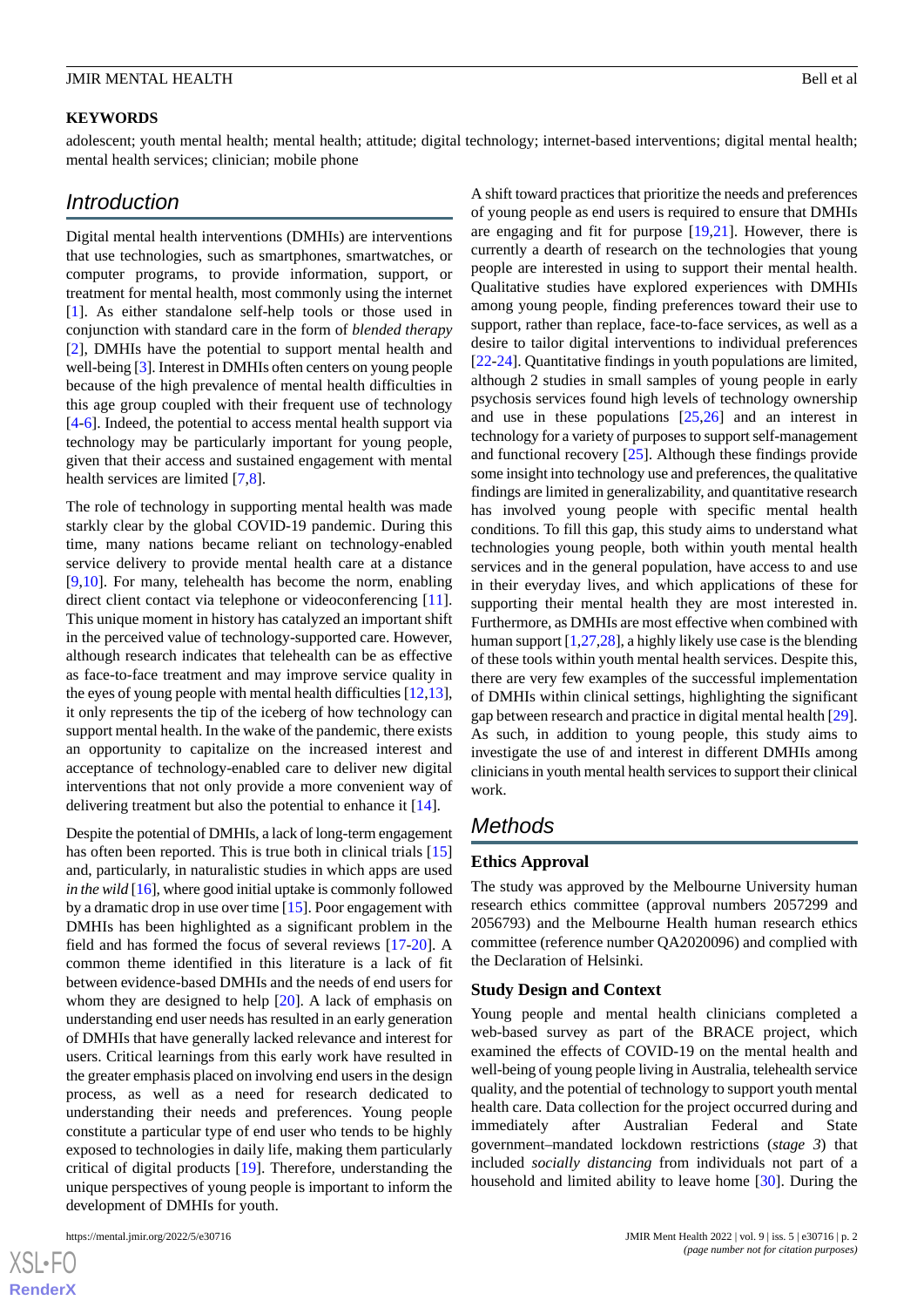## KEYWORDS

adolescent; youth mental health; mental health; attitude; digital technology; internet-based interventions; digital mental health; mental health services; clinician; mobile phone

## Introduction

Digital mental health interventions (DMHIs) are interventions that use technologies, such as smartphones, smartwatches, or computer programs, to provide information, support, or treatment for mental health, most commonly using the internet [1]. As either standalone self-help tools or those used in conjunction with standard care in the form of *blended therapy* [2], DMHIs have the potential to support mental health and well-being [3]. Interest in DMHIs often centers on young people because of the high prevalence of mental health difficulties in this age group coupled with their frequent use of technology [4-6]. Indeed, the potential to access mental health support via technology may be particularly important for young people, given that their access and sustained engagement with mental health services are limited [7,8].

The role of technology in supporting mental health was made starkly clear by the global COVID-19 pandemic. During this time, many nations became reliant on technology-enabled service delivery to provide mental health care at a distance [9,10]. For many, telehealth has become the norm, enabling direct client contact via telephone or videoconferencing [11]. This unique moment in history has catalyzed an important shift in the perceived value of technology-supported care. However, although research indicates that telehealth can be as effective as face-to-face treatment and may improve service quality in the eyes of young people with mental health difficulties [12,13], it only represents the tip of the iceberg of how technology can support mental health. In the wake of the pandemic, there exists an opportunity to capitalize on the increased interest and acceptance of technology-enabled care to deliver new digital interventions that not only provide a more convenient way of delivering treatment but also the potential to enhance it [14].

Despite the potential of DMHIs, a lack of long-term engagement has often been reported. This is true both in clinical trials [15] and, particularly, in naturalistic studies in which apps are used *in the wild* [16], where good initial uptake is commonly followed by a dramatic drop in use over time [15]. Poor engagement with DMHIs has been highlighted as a significant problem in the field and has formed the focus of several reviews [17-20]. A common theme identified in this literature is a lack of fit between evidence-based DMHIs and the needs of end users for whom they are designed to help [20]. A lack of emphasis on understanding end user needs has resulted in an early generation of DMHIs that have generally lacked relevance and interest for users. Critical learnings from this early work have resulted in the greater emphasis placed on involving end users in the design process, as well as a need for research dedicated to understanding their needs and preferences. Young people constitute a particular type of end user who tends to be highly exposed to technologies in daily life, making them particularly critical of digital products [19]. Therefore, understanding the unique perspectives of young people is important to inform the development of DMHIs for youth.

A shift toward practices that prioritize the needs and preferences of young people as end users is required to ensure that DMHIs are engaging and fit for purpose [19,21]. However, there is currently a dearth of research on the technologies that young people are interested in using to support their mental health. Qualitative studies have explored experiences with DMHIs among young people, finding preferences toward their use to support, rather than replace, face-to-face services, as well as a desire to tailor digital interventions to individual preferences [22-24]. Quantitative findings in youth populations are limited, although 2 studies in small samples of young people in early psychosis services found high levels of technology ownership and use in these populations [25,26] and an interest in technology for a variety of purposes to support self-management and functional recovery [25]. Although these findings provide some insight into technology use and preferences, the qualitative findings are limited in generalizability, and quantitative research has involved young people with specific mental health conditions. To fill this gap, this study aims to understand what technologies young people, both within youth mental health services and in the general population, have access to and use in their everyday lives, and which applications of these for supporting their mental health they are most interested in. Furthermore, as DMHIs are most effective when combined with human support [1,27,28], a highly likely use case is the blending of these tools within youth mental health services. Despite this, there are very few examples of the successful implementation of DMHIs within clinical settings, highlighting the significant gap between research and practice in digital mental health [29]. As such, in addition to young people, this study aims to investigate the use of and interest in different DMHIs among clinicians in youth mental health services to support their clinical work.

## Methods

### Ethics Approval

The study was approved by the Melbourne University human research ethics committee (approval numbers 2057299 and 2056793) and the Melbourne Health human research ethics committee (reference number QA2020096) and complied with the Declaration of Helsinki.

### Study Design and Context

Young people and mental health clinicians completed a web-based survey as part of the BRACE project, which examined the effects of COVID-19 on the mental health and well-being of young people living in Australia, telehealth service quality, and the potential of technology to support youth mental health care. Data collection for the project occurred during and immediately after Australian Federal and State government–mandated lockdown restrictions (*stage 3*) that included *socially distancing* from individuals not part of a household and limited ability to leave home [30]. During the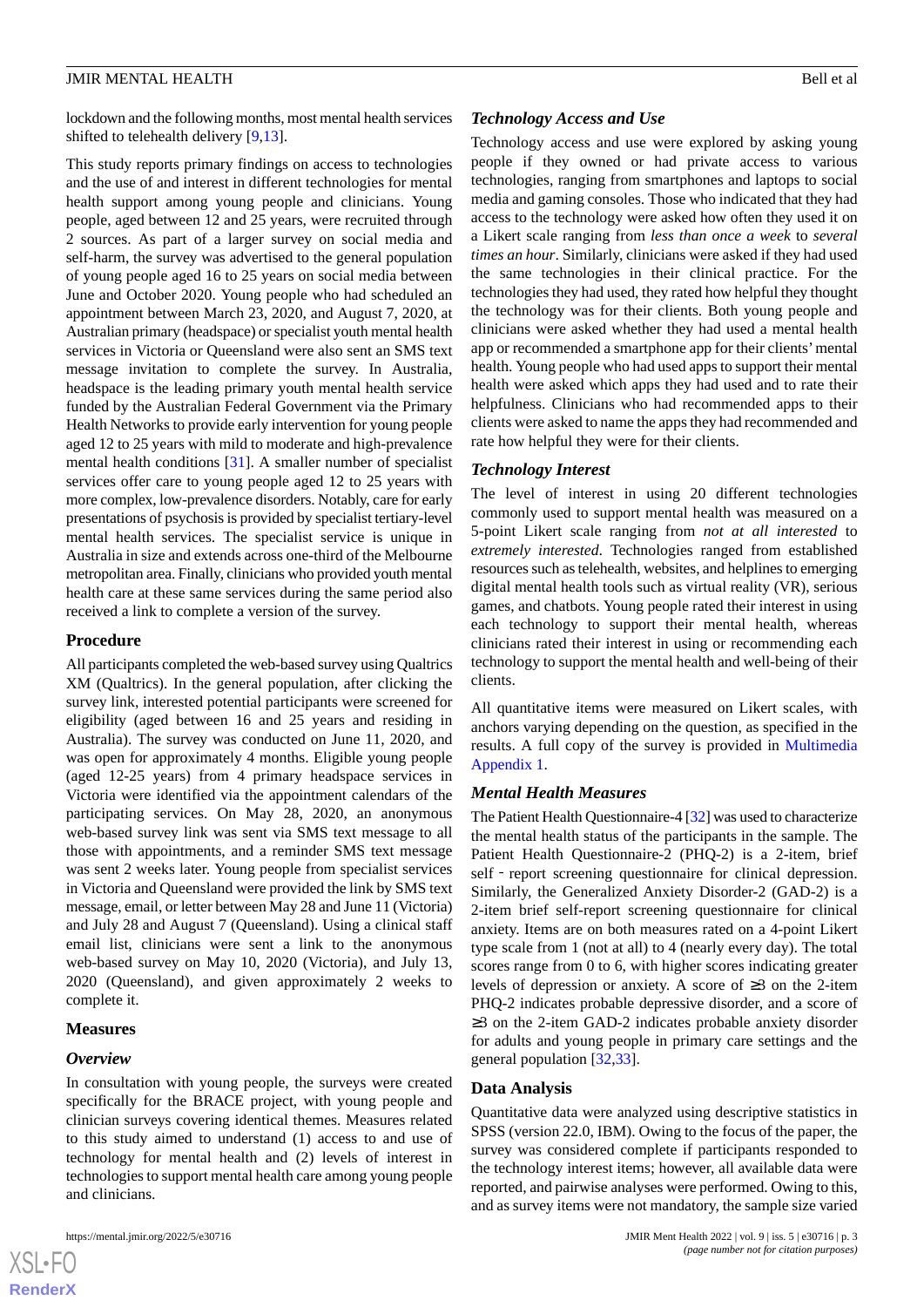lockdown and the following months, most mental health services shifted to telehealth delivery [9,13].

This study reports primary findings on access to technologies and the use of and interest in different technologies for mental health support among young people and clinicians. Young people, aged between 12 and 25 years, were recruited through 2 sources. As part of a larger survey on social media and self-harm, the survey was advertised to the general population of young people aged 16 to 25 years on social media between June and October 2020. Young people who had scheduled an appointment between March 23, 2020, and August 7, 2020, at Australian primary (headspace) or specialist youth mental health services in Victoria or Queensland were also sent an SMS text message invitation to complete the survey. In Australia, headspace is the leading primary youth mental health service funded by the Australian Federal Government via the Primary Health Networks to provide early intervention for young people aged 12 to 25 years with mild to moderate and high-prevalence mental health conditions [31]. A smaller number of specialist services offer care to young people aged 12 to 25 years with more complex, low-prevalence disorders. Notably, care for early presentations of psychosis is provided by specialist tertiary-level mental health services. The specialist service is unique in Australia in size and extends across one-third of the Melbourne metropolitan area. Finally, clinicians who provided youth mental health care at these same services during the same period also received a link to complete a version of the survey.

## Procedure

All participants completed the web-based survey using Qualtrics XM (Qualtrics). In the general population, after clicking the survey link, interested potential participants were screened for eligibility (aged between 16 and 25 years and residing in Australia). The survey was conducted on June 11, 2020, and was open for approximately 4 months. Eligible young people (aged 12-25 years) from 4 primary headspace services in Victoria were identified via the appointment calendars of the participating services. On May 28, 2020, an anonymous web-based survey link was sent via SMS text message to all those with appointments, and a reminder SMS text message was sent 2 weeks later. Young people from specialist services in Victoria and Queensland were provided the link by SMS text message, email, or letter between May 28 and June 11 (Victoria) and July 28 and August 7 (Queensland). Using a clinical staff email list, clinicians were sent a link to the anonymous web-based survey on May 10, 2020 (Victoria), and July 13, 2020 (Queensland), and given approximately 2 weeks to complete it.

## Measures

### Overview

In consultation with young people, the surveys were created specifically for the BRACE project, with young people and clinician surveys covering identical themes. Measures related to this study aimed to understand (1) access to and use of technology for mental health and (2) levels of interest in technologies to support mental health care among young people and clinicians.

### Technology Access and Use

Technology access and use were explored by asking young people if they owned or had private access to various technologies, ranging from smartphones and laptops to social media and gaming consoles. Those who indicated that they had access to the technology were asked how often they used it on a Likert scale ranging from *less than once a week* to *several times an hour*. Similarly, clinicians were asked if they had used the same technologies in their clinical practice. For the technologies they had used, they rated how helpful they thought the technology was for their clients. Both young people and clinicians were asked whether they had used a mental health app or recommended a smartphone app for their clients' mental health. Young people who had used apps to support their mental health were asked which apps they had used and to rate their helpfulness. Clinicians who had recommended apps to their clients were asked to name the apps they had recommended and rate how helpful they were for their clients.

### Technology Interest

The level of interest in using 20 different technologies commonly used to support mental health was measured on a 5-point Likert scale ranging from *not at all interested* to *extremely interested*. Technologies ranged from established resources such as telehealth, websites, and helplines to emerging digital mental health tools such as virtual reality (VR), serious games, and chatbots. Young people rated their interest in using each technology to support their mental health, whereas clinicians rated their interest in using or recommending each technology to support the mental health and well-being of their clients.

All quantitative items were measured on Likert scales, with anchors varying depending on the question, as specified in the results. A full copy of the survey is provided in Multimedia Appendix 1.

### Mental Health Measures

The Patient Health Questionnaire-4 [32] was used to characterize the mental health status of the participants in the sample. The Patient Health Questionnaire-2 (PHQ-2) is a 2-item, brief self‐report screening questionnaire for clinical depression. Similarly, the Generalized Anxiety Disorder-2 (GAD-2) is a 2-item brief self-report screening questionnaire for clinical anxiety. Items are on both measures rated on a 4-point Likert type scale from 1 (not at all) to 4 (nearly every day). The total scores range from 0 to 6, with higher scores indicating greater levels of depression or anxiety. A score of ≥3 on the 2-item PHQ-2 indicates probable depressive disorder, and a score of ≥3 on the 2-item GAD-2 indicates probable anxiety disorder for adults and young people in primary care settings and the general population [32,33].

## Data Analysis

Quantitative data were analyzed using descriptive statistics in SPSS (version 22.0, IBM). Owing to the focus of the paper, the survey was considered complete if participants responded to the technology interest items; however, all available data were reported, and pairwise analyses were performed. Owing to this, and as survey items were not mandatory, the sample size varied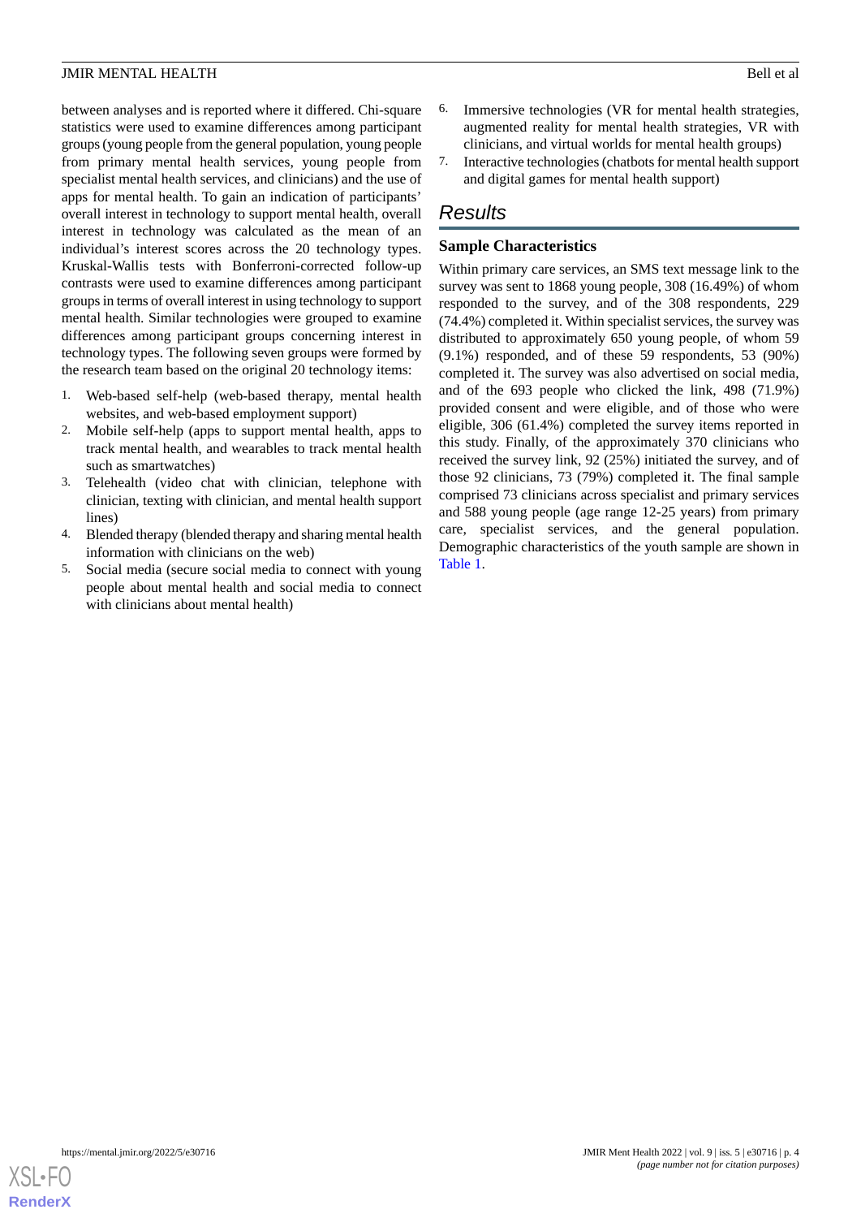between analyses and is reported where it differed. Chi-square statistics were used to examine differences among participant groups (young people from the general population, young people from primary mental health services, young people from specialist mental health services, and clinicians) and the use of apps for mental health. To gain an indication of participants' overall interest in technology to support mental health, overall interest in technology was calculated as the mean of an individual's interest scores across the 20 technology types. Kruskal-Wallis tests with Bonferroni-corrected follow-up contrasts were used to examine differences among participant groups in terms of overall interest in using technology to support mental health. Similar technologies were grouped to examine differences among participant groups concerning interest in technology types. The following seven groups were formed by the research team based on the original 20 technology items:

1. Web-based self-help (web-based therapy, mental health websites, and web-based employment support)
2. Mobile self-help (apps to support mental health, apps to track mental health, and wearables to track mental health such as smartwatches)
3. Telehealth (video chat with clinician, telephone with clinician, texting with clinician, and mental health support lines)
4. Blended therapy (blended therapy and sharing mental health information with clinicians on the web)
5. Social media (secure social media to connect with young people about mental health and social media to connect with clinicians about mental health)
6. Immersive technologies (VR for mental health strategies, augmented reality for mental health strategies, VR with clinicians, and virtual worlds for mental health groups)
7. Interactive technologies (chatbots for mental health support and digital games for mental health support)

## Results

### Sample Characteristics

Within primary care services, an SMS text message link to the survey was sent to 1868 young people, 308 (16.49%) of whom responded to the survey, and of the 308 respondents, 229 (74.4%) completed it. Within specialist services, the survey was distributed to approximately 650 young people, of whom 59 (9.1%) responded, and of these 59 respondents, 53 (90%) completed it. The survey was also advertised on social media, and of the 693 people who clicked the link, 498 (71.9%) provided consent and were eligible, and of those who were eligible, 306 (61.4%) completed the survey items reported in this study. Finally, of the approximately 370 clinicians who received the survey link, 92 (25%) initiated the survey, and of those 92 clinicians, 73 (79%) completed it. The final sample comprised 73 clinicians across specialist and primary services and 588 young people (age range 12-25 years) from primary care, specialist services, and the general population. Demographic characteristics of the youth sample are shown in Table 1.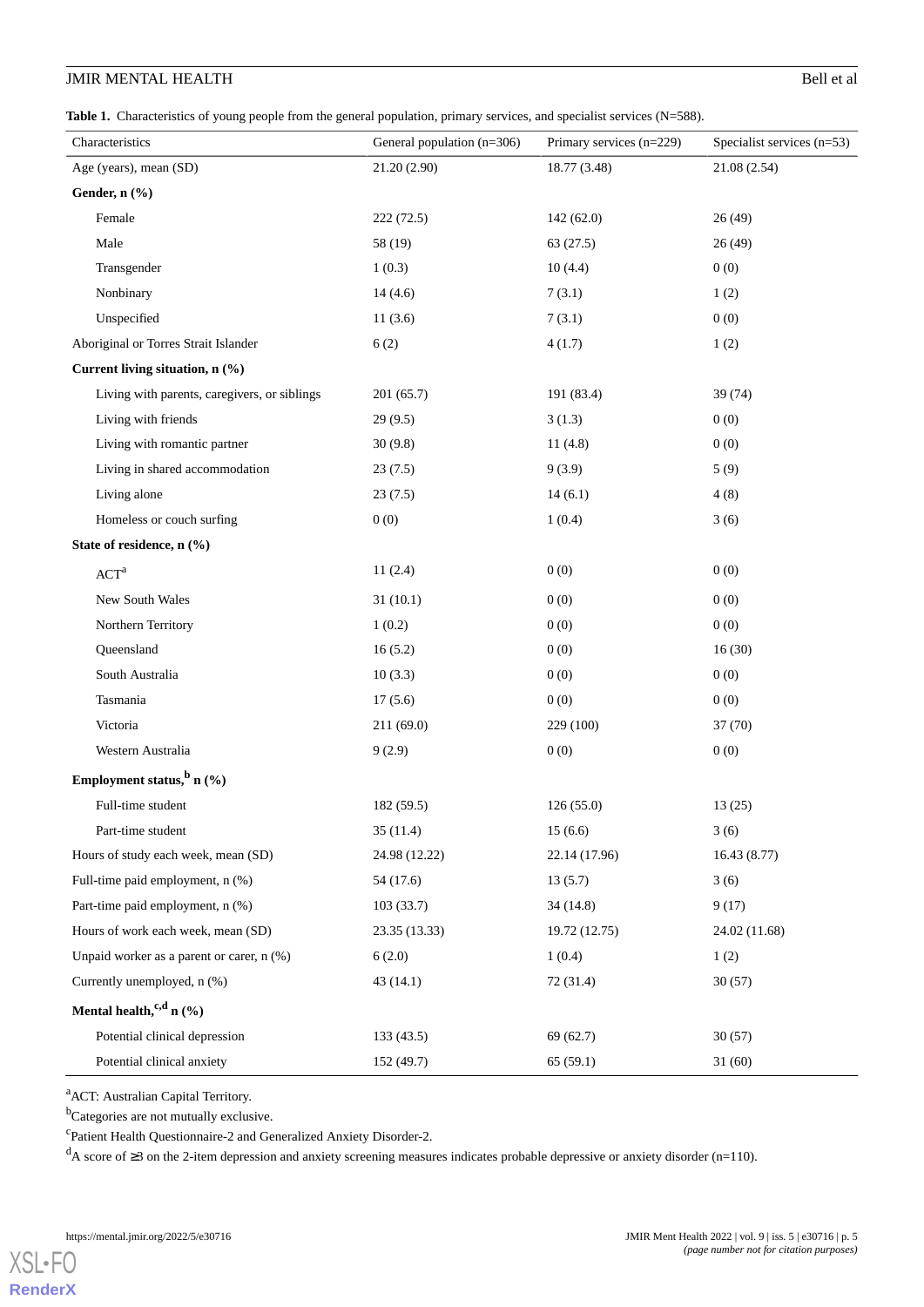**Table 1.** Characteristics of young people from the general population, primary services, and specialist services (N=588).

| Characteristics | General population (n=306) | Primary services (n=229) | Specialist services (n=53) |
|---|---|---|---|
| Age (years), mean (SD) | 21.20 (2.90) | 18.77 (3.48) | 21.08 (2.54) |
| **Gender, n (%)** | | | |
| Female | 222 (72.5) | 142 (62.0) | 26 (49) |
| Male | 58 (19) | 63 (27.5) | 26 (49) |
| Transgender | 1 (0.3) | 10 (4.4) | 0 (0) |
| Nonbinary | 14 (4.6) | 7 (3.1) | 1 (2) |
| Unspecified | 11 (3.6) | 7 (3.1) | 0 (0) |
| Aboriginal or Torres Strait Islander | 6 (2) | 4 (1.7) | 1 (2) |
| **Current living situation, n (%)** | | | |
| Living with parents, caregivers, or siblings | 201 (65.7) | 191 (83.4) | 39 (74) |
| Living with friends | 29 (9.5) | 3 (1.3) | 0 (0) |
| Living with romantic partner | 30 (9.8) | 11 (4.8) | 0 (0) |
| Living in shared accommodation | 23 (7.5) | 9 (3.9) | 5 (9) |
| Living alone | 23 (7.5) | 14 (6.1) | 4 (8) |
| Homeless or couch surfing | 0 (0) | 1 (0.4) | 3 (6) |
| **State of residence, n (%)** | | | |
| ACT[a] | 11 (2.4) | 0 (0) | 0 (0) |
| New South Wales | 31 (10.1) | 0 (0) | 0 (0) |
| Northern Territory | 1 (0.2) | 0 (0) | 0 (0) |
| Queensland | 16 (5.2) | 0 (0) | 16 (30) |
| South Australia | 10 (3.3) | 0 (0) | 0 (0) |
| Tasmania | 17 (5.6) | 0 (0) | 0 (0) |
| Victoria | 211 (69.0) | 229 (100) | 37 (70) |
| Western Australia | 9 (2.9) | 0 (0) | 0 (0) |
| **Employment status,[b] n (%)** | | | |
| Full-time student | 182 (59.5) | 126 (55.0) | 13 (25) |
| Part-time student | 35 (11.4) | 15 (6.6) | 3 (6) |
| Hours of study each week, mean (SD) | 24.98 (12.22) | 22.14 (17.96) | 16.43 (8.77) |
| Full-time paid employment, n (%) | 54 (17.6) | 13 (5.7) | 3 (6) |
| Part-time paid employment, n (%) | 103 (33.7) | 34 (14.8) | 9 (17) |
| Hours of work each week, mean (SD) | 23.35 (13.33) | 19.72 (12.75) | 24.02 (11.68) |
| Unpaid worker as a parent or carer, n (%) | 6 (2.0) | 1 (0.4) | 1 (2) |
| Currently unemployed, n (%) | 43 (14.1) | 72 (31.4) | 30 (57) |
| **Mental health,[c,d] n (%)** | | | |
| Potential clinical depression | 133 (43.5) | 69 (62.7) | 30 (57) |
| Potential clinical anxiety | 152 (49.7) | 65 (59.1) | 31 (60) |

[a]ACT: Australian Capital Territory.

[b]Categories are not mutually exclusive.

[c]Patient Health Questionnaire-2 and Generalized Anxiety Disorder-2.

[d]A score of ≥3 on the 2-item depression and anxiety screening measures indicates probable depressive or anxiety disorder (n=110).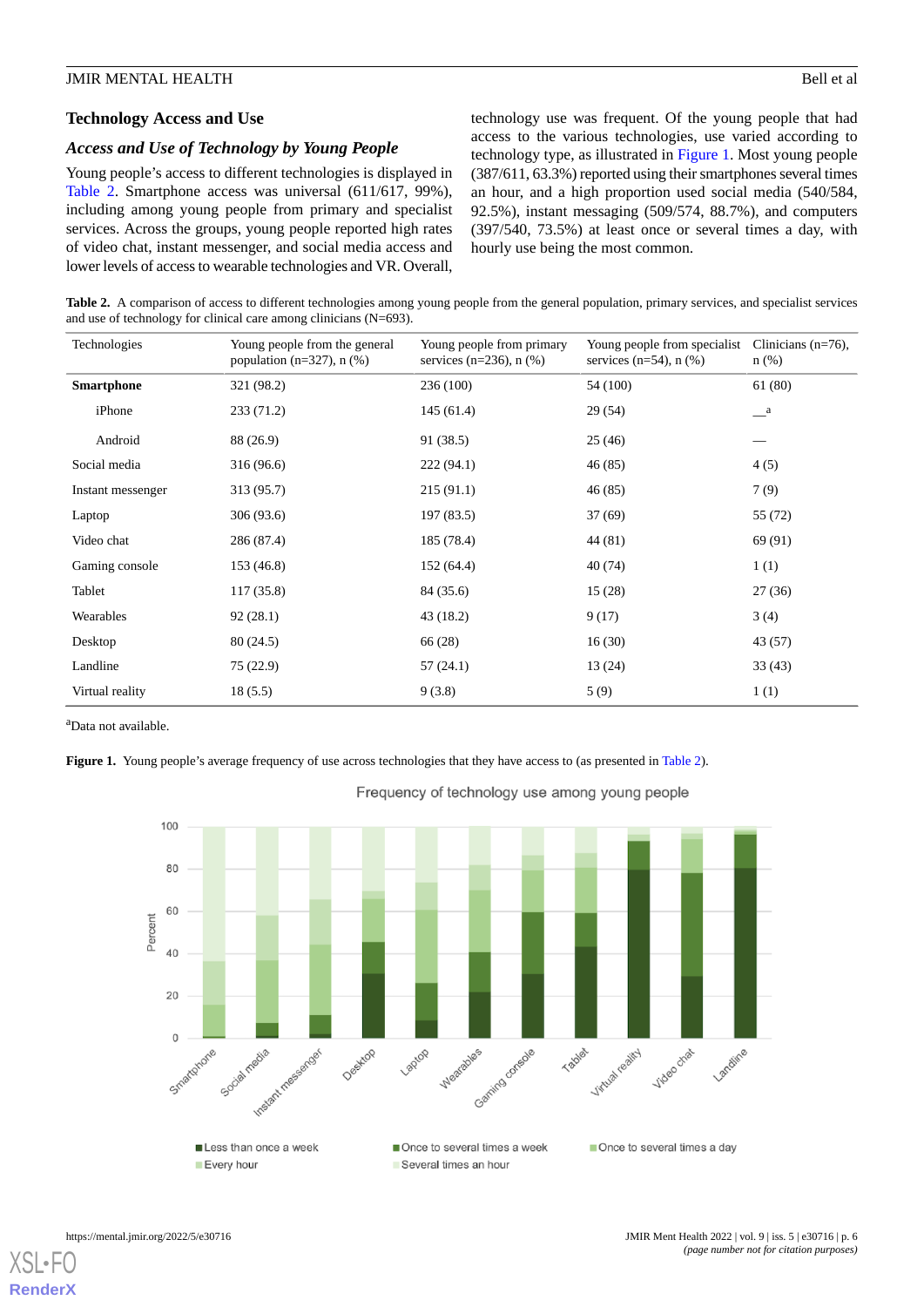## Technology Access and Use

### *Access and Use of Technology by Young People*

Young people's access to different technologies is displayed in Table 2. Smartphone access was universal (611/617, 99%), including among young people from primary and specialist services. Across the groups, young people reported high rates of video chat, instant messenger, and social media access and lower levels of access to wearable technologies and VR. Overall, technology use was frequent. Of the young people that had access to the various technologies, use varied according to technology type, as illustrated in Figure 1. Most young people (387/611, 63.3%) reported using their smartphones several times an hour, and a high proportion used social media (540/584, 92.5%), instant messaging (509/574, 88.7%), and computers (397/540, 73.5%) at least once or several times a day, with hourly use being the most common.

**Table 2.** A comparison of access to different technologies among young people from the general population, primary services, and specialist services and use of technology for clinical care among clinicians (N=693).

| Technologies | Young people from the general population (n=327), n (%) | Young people from primary services (n=236), n (%) | Young people from specialist services (n=54), n (%) | Clinicians (n=76), n (%) |
|---|---|---|---|---|
| **Smartphone** | 321 (98.2) | 236 (100) | 54 (100) | 61 (80) |
| iPhone | 233 (71.2) | 145 (61.4) | 29 (54) | —[a] |
| Android | 88 (26.9) | 91 (38.5) | 25 (46) | — |
| Social media | 316 (96.6) | 222 (94.1) | 46 (85) | 4 (5) |
| Instant messenger | 313 (95.7) | 215 (91.1) | 46 (85) | 7 (9) |
| Laptop | 306 (93.6) | 197 (83.5) | 37 (69) | 55 (72) |
| Video chat | 286 (87.4) | 185 (78.4) | 44 (81) | 69 (91) |
| Gaming console | 153 (46.8) | 152 (64.4) | 40 (74) | 1 (1) |
| Tablet | 117 (35.8) | 84 (35.6) | 15 (28) | 27 (36) |
| Wearables | 92 (28.1) | 43 (18.2) | 9 (17) | 3 (4) |
| Desktop | 80 (24.5) | 66 (28) | 16 (30) | 43 (57) |
| Landline | 75 (22.9) | 57 (24.1) | 13 (24) | 33 (43) |
| Virtual reality | 18 (5.5) | 9 (3.8) | 5 (9) | 1 (1) |

[a]Data not available.

**Figure 1.** Young people's average frequency of use across technologies that they have access to (as presented in Table 2).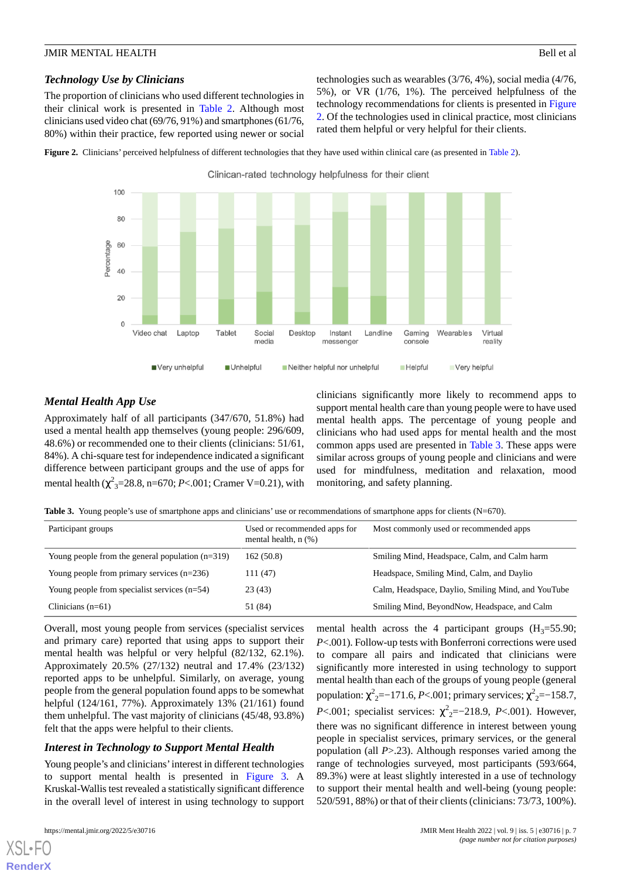### *Technology Use by Clinicians*

The proportion of clinicians who used different technologies in their clinical work is presented in Table 2. Although most clinicians used video chat (69/76, 91%) and smartphones (61/76, 80%) within their practice, few reported using newer or social technologies such as wearables (3/76, 4%), social media (4/76, 5%), or VR (1/76, 1%). The perceived helpfulness of the technology recommendations for clients is presented in Figure 2. Of the technologies used in clinical practice, most clinicians rated them helpful or very helpful for their clients.

**Figure 2.** Clinicians' perceived helpfulness of different technologies that they have used within clinical care (as presented in Table 2).

### *Mental Health App Use*

Approximately half of all participants (347/670, 51.8%) had used a mental health app themselves (young people: 296/609, 48.6%) or recommended one to their clients (clinicians: 51/61, 84%). A chi-square test for independence indicated a significant difference between participant groups and the use of apps for mental health ($\chi^2_3$=28.8, n=670; *P*<.001; Cramer V=0.21), with clinicians significantly more likely to recommend apps to support mental health care than young people were to have used mental health apps. The percentage of young people and clinicians who had used apps for mental health and the most common apps used are presented in Table 3. These apps were similar across groups of young people and clinicians and were used for mindfulness, meditation and relaxation, mood monitoring, and safety planning.

**Table 3.** Young people's use of smartphone apps and clinicians' use or recommendations of smartphone apps for clients (N=670).

| Participant groups | Used or recommended apps for mental health, n (%) | Most commonly used or recommended apps |
|---|---|---|
| Young people from the general population (n=319) | 162 (50.8) | Smiling Mind, Headspace, Calm, and Calm harm |
| Young people from primary services (n=236) | 111 (47) | Headspace, Smiling Mind, Calm, and Daylio |
| Young people from specialist services (n=54) | 23 (43) | Calm, Headspace, Daylio, Smiling Mind, and YouTube |
| Clinicians (n=61) | 51 (84) | Smiling Mind, BeyondNow, Headspace, and Calm |

Overall, most young people from services (specialist services and primary care) reported that using apps to support their mental health was helpful or very helpful (82/132, 62.1%). Approximately 20.5% (27/132) neutral and 17.4% (23/132) reported apps to be unhelpful. Similarly, on average, young people from the general population found apps to be somewhat helpful (124/161, 77%). Approximately 13% (21/161) found them unhelpful. The vast majority of clinicians (45/48, 93.8%) felt that the apps were helpful to their clients.

### *Interest in Technology to Support Mental Health*

Young people's and clinicians' interest in different technologies to support mental health is presented in Figure 3. A Kruskal-Wallis test revealed a statistically significant difference in the overall level of interest in using technology to support mental health across the 4 participant groups ($H_3$=55.90; *P*<.001). Follow-up tests with Bonferroni corrections were used to compare all pairs and indicated that clinicians were significantly more interested in using technology to support mental health than each of the groups of young people (general population: $\chi^2_2$=−171.6, *P*<.001; primary services; $\chi^2_2$=−158.7, *P*<.001; specialist services: $\chi^2_2$=−218.9, *P*<.001). However, there was no significant difference in interest between young people in specialist services, primary services, or the general population (all *P*>.23). Although responses varied among the range of technologies surveyed, most participants (593/664, 89.3%) were at least slightly interested in a use of technology to support their mental health and well-being (young people: 520/591, 88%) or that of their clients (clinicians: 73/73, 100%).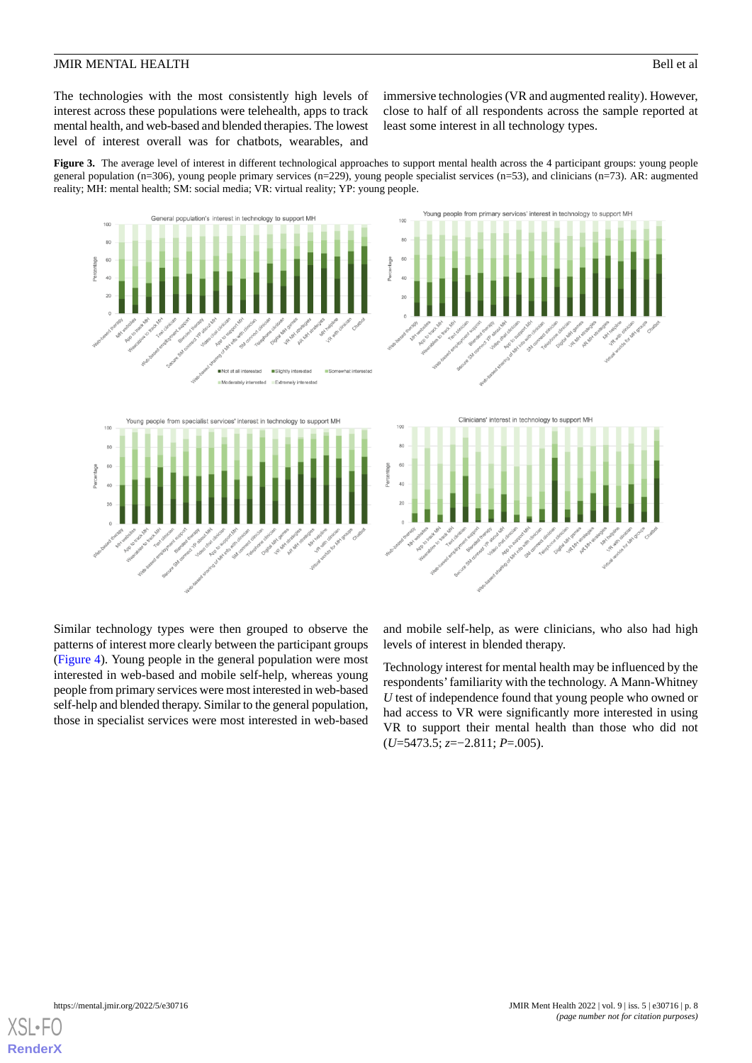The technologies with the most consistently high levels of interest across these populations were telehealth, apps to track mental health, and web-based and blended therapies. The lowest level of interest overall was for chatbots, wearables, and immersive technologies (VR and augmented reality). However, close to half of all respondents across the sample reported at least some interest in all technology types.

**Figure 3.** The average level of interest in different technological approaches to support mental health across the 4 participant groups: young people general population (n=306), young people primary services (n=229), young people specialist services (n=53), and clinicians (n=73). AR: augmented reality; MH: mental health; SM: social media; VR: virtual reality; YP: young people.

Similar technology types were then grouped to observe the patterns of interest more clearly between the participant groups (Figure 4). Young people in the general population were most interested in web-based and mobile self-help, whereas young people from primary services were most interested in web-based self-help and blended therapy. Similar to the general population, those in specialist services were most interested in web-based and mobile self-help, as were clinicians, who also had high levels of interest in blended therapy.

Technology interest for mental health may be influenced by the respondents' familiarity with the technology. A Mann-Whitney *U* test of independence found that young people who owned or had access to VR were significantly more interested in using VR to support their mental health than those who did not ($U$=5473.5; $z$=−2.811; $P$=.005).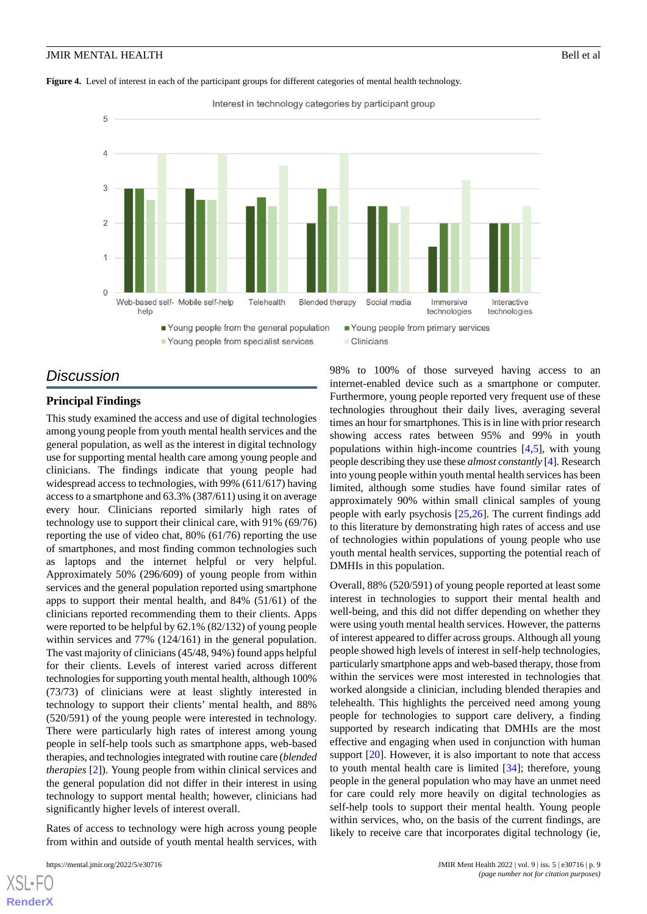**Figure 4.** Level of interest in each of the participant groups for different categories of mental health technology.

# Discussion

## Principal Findings

This study examined the access and use of digital technologies among young people from youth mental health services and the general population, as well as the interest in digital technology use for supporting mental health care among young people and clinicians. The findings indicate that young people had widespread access to technologies, with 99% (611/617) having access to a smartphone and 63.3% (387/611) using it on average every hour. Clinicians reported similarly high rates of technology use to support their clinical care, with 91% (69/76) reporting the use of video chat, 80% (61/76) reporting the use of smartphones, and most finding common technologies such as laptops and the internet helpful or very helpful. Approximately 50% (296/609) of young people from within services and the general population reported using smartphone apps to support their mental health, and 84% (51/61) of the clinicians reported recommending them to their clients. Apps were reported to be helpful by 62.1% (82/132) of young people within services and 77% (124/161) in the general population. The vast majority of clinicians (45/48, 94%) found apps helpful for their clients. Levels of interest varied across different technologies for supporting youth mental health, although 100% (73/73) of clinicians were at least slightly interested in technology to support their clients' mental health, and 88% (520/591) of the young people were interested in technology. There were particularly high rates of interest among young people in self-help tools such as smartphone apps, web-based therapies, and technologies integrated with routine care (*blended therapies* [2]). Young people from within clinical services and the general population did not differ in their interest in using technology to support mental health; however, clinicians had significantly higher levels of interest overall.

Rates of access to technology were high across young people from within and outside of youth mental health services, with 98% to 100% of those surveyed having access to an internet-enabled device such as a smartphone or computer. Furthermore, young people reported very frequent use of these technologies throughout their daily lives, averaging several times an hour for smartphones. This is in line with prior research showing access rates between 95% and 99% in youth populations within high-income countries [4,5], with young people describing they use these *almost constantly* [4]. Research into young people within youth mental health services has been limited, although some studies have found similar rates of approximately 90% within small clinical samples of young people with early psychosis [25,26]. The current findings add to this literature by demonstrating high rates of access and use of technologies within populations of young people who use youth mental health services, supporting the potential reach of DMHIs in this population.

Overall, 88% (520/591) of young people reported at least some interest in technologies to support their mental health and well-being, and this did not differ depending on whether they were using youth mental health services. However, the patterns of interest appeared to differ across groups. Although all young people showed high levels of interest in self-help technologies, particularly smartphone apps and web-based therapy, those from within the services were most interested in technologies that worked alongside a clinician, including blended therapies and telehealth. This highlights the perceived need among young people for technologies to support care delivery, a finding supported by research indicating that DMHIs are the most effective and engaging when used in conjunction with human support [20]. However, it is also important to note that access to youth mental health care is limited [34]; therefore, young people in the general population who may have an unmet need for care could rely more heavily on digital technologies as self-help tools to support their mental health. Young people within services, who, on the basis of the current findings, are likely to receive care that incorporates digital technology (ie,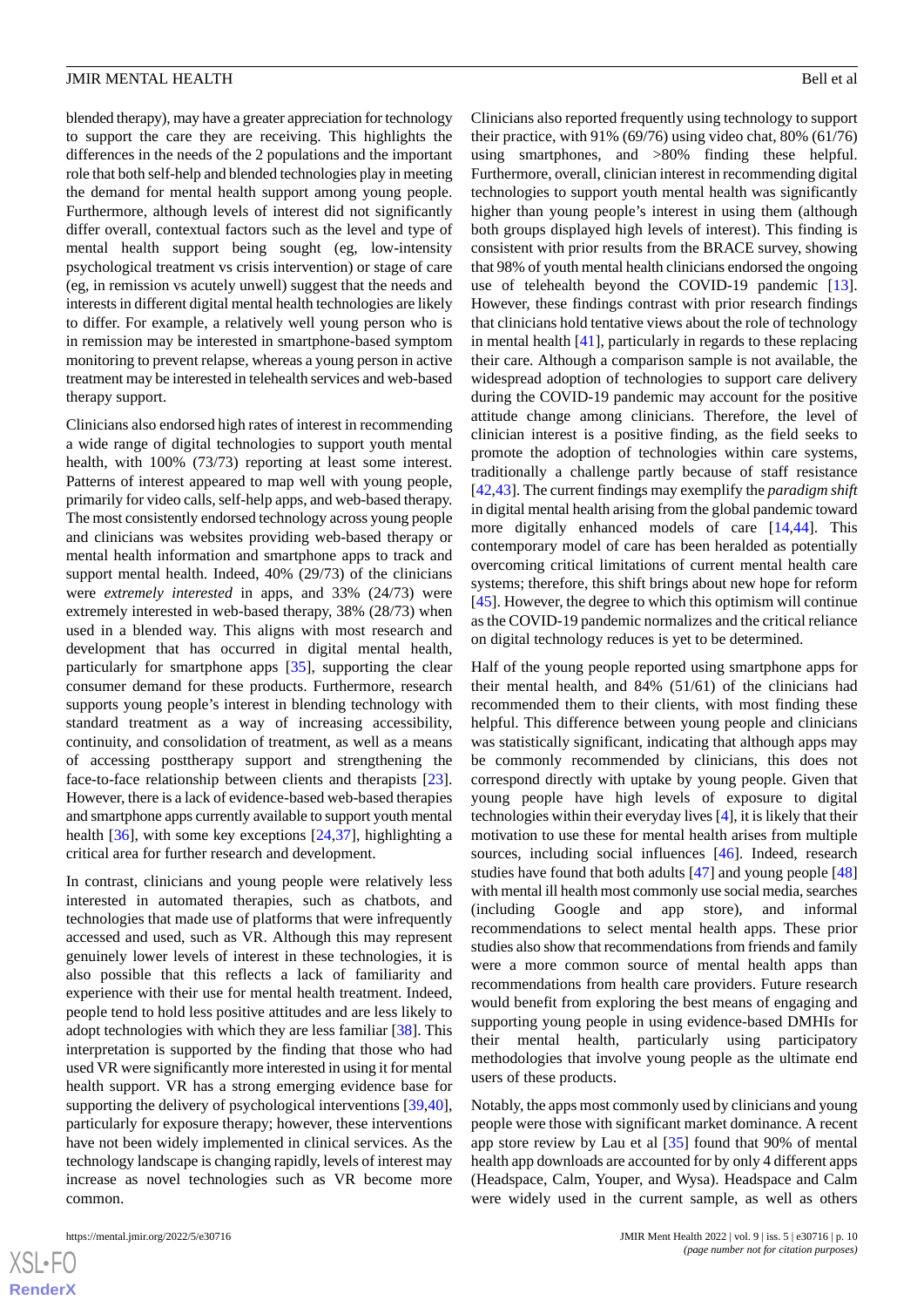blended therapy), may have a greater appreciation for technology to support the care they are receiving. This highlights the differences in the needs of the 2 populations and the important role that both self-help and blended technologies play in meeting the demand for mental health support among young people. Furthermore, although levels of interest did not significantly differ overall, contextual factors such as the level and type of mental health support being sought (eg, low-intensity psychological treatment vs crisis intervention) or stage of care (eg, in remission vs acutely unwell) suggest that the needs and interests in different digital mental health technologies are likely to differ. For example, a relatively well young person who is in remission may be interested in smartphone-based symptom monitoring to prevent relapse, whereas a young person in active treatment may be interested in telehealth services and web-based therapy support.

Clinicians also endorsed high rates of interest in recommending a wide range of digital technologies to support youth mental health, with 100% (73/73) reporting at least some interest. Patterns of interest appeared to map well with young people, primarily for video calls, self-help apps, and web-based therapy. The most consistently endorsed technology across young people and clinicians was websites providing web-based therapy or mental health information and smartphone apps to track and support mental health. Indeed, 40% (29/73) of the clinicians were *extremely interested* in apps, and 33% (24/73) were extremely interested in web-based therapy, 38% (28/73) when used in a blended way. This aligns with most research and development that has occurred in digital mental health, particularly for smartphone apps [35], supporting the clear consumer demand for these products. Furthermore, research supports young people's interest in blending technology with standard treatment as a way of increasing accessibility, continuity, and consolidation of treatment, as well as a means of accessing posttherapy support and strengthening the face-to-face relationship between clients and therapists [23]. However, there is a lack of evidence-based web-based therapies and smartphone apps currently available to support youth mental health [36], with some key exceptions [24,37], highlighting a critical area for further research and development.

In contrast, clinicians and young people were relatively less interested in automated therapies, such as chatbots, and technologies that made use of platforms that were infrequently accessed and used, such as VR. Although this may represent genuinely lower levels of interest in these technologies, it is also possible that this reflects a lack of familiarity and experience with their use for mental health treatment. Indeed, people tend to hold less positive attitudes and are less likely to adopt technologies with which they are less familiar [38]. This interpretation is supported by the finding that those who had used VR were significantly more interested in using it for mental health support. VR has a strong emerging evidence base for supporting the delivery of psychological interventions [39,40], particularly for exposure therapy; however, these interventions have not been widely implemented in clinical services. As the technology landscape is changing rapidly, levels of interest may increase as novel technologies such as VR become more common.

Clinicians also reported frequently using technology to support their practice, with 91% (69/76) using video chat, 80% (61/76) using smartphones, and >80% finding these helpful. Furthermore, overall, clinician interest in recommending digital technologies to support youth mental health was significantly higher than young people's interest in using them (although both groups displayed high levels of interest). This finding is consistent with prior results from the BRACE survey, showing that 98% of youth mental health clinicians endorsed the ongoing use of telehealth beyond the COVID-19 pandemic [13]. However, these findings contrast with prior research findings that clinicians hold tentative views about the role of technology in mental health [41], particularly in regards to these replacing their care. Although a comparison sample is not available, the widespread adoption of technologies to support care delivery during the COVID-19 pandemic may account for the positive attitude change among clinicians. Therefore, the level of clinician interest is a positive finding, as the field seeks to promote the adoption of technologies within care systems, traditionally a challenge partly because of staff resistance [42,43]. The current findings may exemplify the *paradigm shift* in digital mental health arising from the global pandemic toward more digitally enhanced models of care [14,44]. This contemporary model of care has been heralded as potentially overcoming critical limitations of current mental health care systems; therefore, this shift brings about new hope for reform [45]. However, the degree to which this optimism will continue as the COVID-19 pandemic normalizes and the critical reliance on digital technology reduces is yet to be determined.

Half of the young people reported using smartphone apps for their mental health, and 84% (51/61) of the clinicians had recommended them to their clients, with most finding these helpful. This difference between young people and clinicians was statistically significant, indicating that although apps may be commonly recommended by clinicians, this does not correspond directly with uptake by young people. Given that young people have high levels of exposure to digital technologies within their everyday lives [4], it is likely that their motivation to use these for mental health arises from multiple sources, including social influences [46]. Indeed, research studies have found that both adults [47] and young people [48] with mental ill health most commonly use social media, searches (including Google and app store), and informal recommendations to select mental health apps. These prior studies also show that recommendations from friends and family were a more common source of mental health apps than recommendations from health care providers. Future research would benefit from exploring the best means of engaging and supporting young people in using evidence-based DMHIs for their mental health, particularly using participatory methodologies that involve young people as the ultimate end users of these products.

Notably, the apps most commonly used by clinicians and young people were those with significant market dominance. A recent app store review by Lau et al [35] found that 90% of mental health app downloads are accounted for by only 4 different apps (Headspace, Calm, Youper, and Wysa). Headspace and Calm were widely used in the current sample, as well as others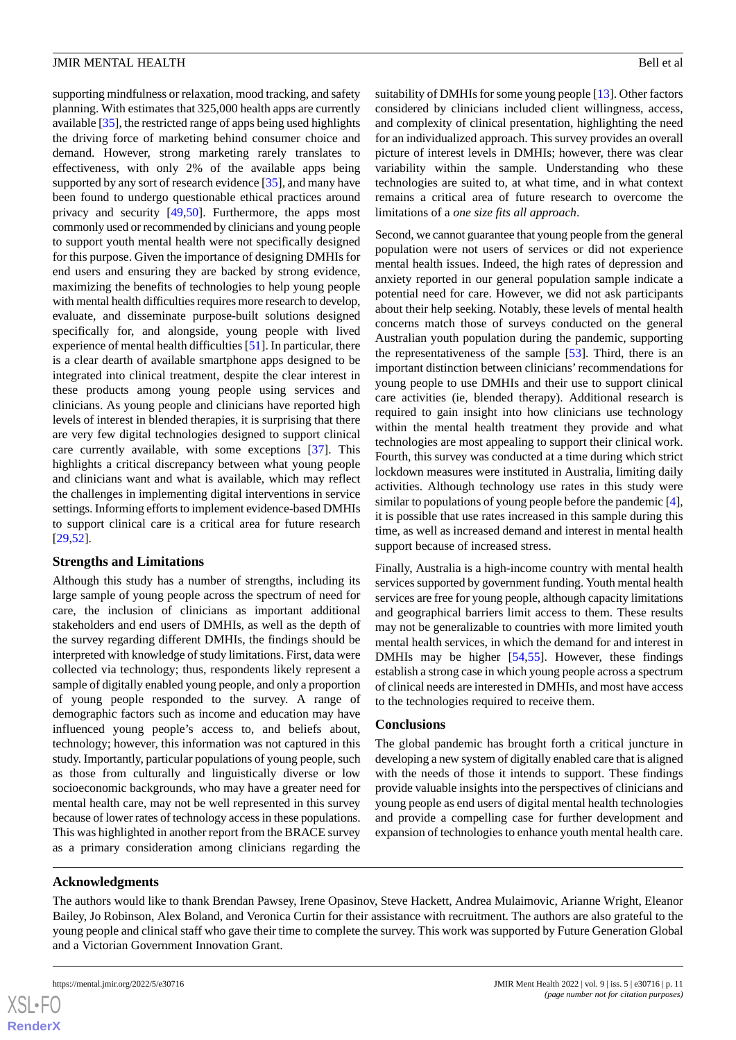supporting mindfulness or relaxation, mood tracking, and safety planning. With estimates that 325,000 health apps are currently available [35], the restricted range of apps being used highlights the driving force of marketing behind consumer choice and demand. However, strong marketing rarely translates to effectiveness, with only 2% of the available apps being supported by any sort of research evidence [35], and many have been found to undergo questionable ethical practices around privacy and security [49,50]. Furthermore, the apps most commonly used or recommended by clinicians and young people to support youth mental health were not specifically designed for this purpose. Given the importance of designing DMHIs for end users and ensuring they are backed by strong evidence, maximizing the benefits of technologies to help young people with mental health difficulties requires more research to develop, evaluate, and disseminate purpose-built solutions designed specifically for, and alongside, young people with lived experience of mental health difficulties [51]. In particular, there is a clear dearth of available smartphone apps designed to be integrated into clinical treatment, despite the clear interest in these products among young people using services and clinicians. As young people and clinicians have reported high levels of interest in blended therapies, it is surprising that there are very few digital technologies designed to support clinical care currently available, with some exceptions [37]. This highlights a critical discrepancy between what young people and clinicians want and what is available, which may reflect the challenges in implementing digital interventions in service settings. Informing efforts to implement evidence-based DMHIs to support clinical care is a critical area for future research [29,52].

### Strengths and Limitations

Although this study has a number of strengths, including its large sample of young people across the spectrum of need for care, the inclusion of clinicians as important additional stakeholders and end users of DMHIs, as well as the depth of the survey regarding different DMHIs, the findings should be interpreted with knowledge of study limitations. First, data were collected via technology; thus, respondents likely represent a sample of digitally enabled young people, and only a proportion of young people responded to the survey. A range of demographic factors such as income and education may have influenced young people's access to, and beliefs about, technology; however, this information was not captured in this study. Importantly, particular populations of young people, such as those from culturally and linguistically diverse or low socioeconomic backgrounds, who may have a greater need for mental health care, may not be well represented in this survey because of lower rates of technology access in these populations. This was highlighted in another report from the BRACE survey as a primary consideration among clinicians regarding the suitability of DMHIs for some young people [13]. Other factors considered by clinicians included client willingness, access, and complexity of clinical presentation, highlighting the need for an individualized approach. This survey provides an overall picture of interest levels in DMHIs; however, there was clear variability within the sample. Understanding who these technologies are suited to, at what time, and in what context remains a critical area of future research to overcome the limitations of a *one size fits all approach*.

Second, we cannot guarantee that young people from the general population were not users of services or did not experience mental health issues. Indeed, the high rates of depression and anxiety reported in our general population sample indicate a potential need for care. However, we did not ask participants about their help seeking. Notably, these levels of mental health concerns match those of surveys conducted on the general Australian youth population during the pandemic, supporting the representativeness of the sample [53]. Third, there is an important distinction between clinicians' recommendations for young people to use DMHIs and their use to support clinical care activities (ie, blended therapy). Additional research is required to gain insight into how clinicians use technology within the mental health treatment they provide and what technologies are most appealing to support their clinical work. Fourth, this survey was conducted at a time during which strict lockdown measures were instituted in Australia, limiting daily activities. Although technology use rates in this study were similar to populations of young people before the pandemic [4], it is possible that use rates increased in this sample during this time, as well as increased demand and interest in mental health support because of increased stress.

Finally, Australia is a high-income country with mental health services supported by government funding. Youth mental health services are free for young people, although capacity limitations and geographical barriers limit access to them. These results may not be generalizable to countries with more limited youth mental health services, in which the demand for and interest in DMHIs may be higher [54,55]. However, these findings establish a strong case in which young people across a spectrum of clinical needs are interested in DMHIs, and most have access to the technologies required to receive them.

### Conclusions

The global pandemic has brought forth a critical juncture in developing a new system of digitally enabled care that is aligned with the needs of those it intends to support. These findings provide valuable insights into the perspectives of clinicians and young people as end users of digital mental health technologies and provide a compelling case for further development and expansion of technologies to enhance youth mental health care.

## Acknowledgments

The authors would like to thank Brendan Pawsey, Irene Opasinov, Steve Hackett, Andrea Mulaimovic, Arianne Wright, Eleanor Bailey, Jo Robinson, Alex Boland, and Veronica Curtin for their assistance with recruitment. The authors are also grateful to the young people and clinical staff who gave their time to complete the survey. This work was supported by Future Generation Global and a Victorian Government Innovation Grant.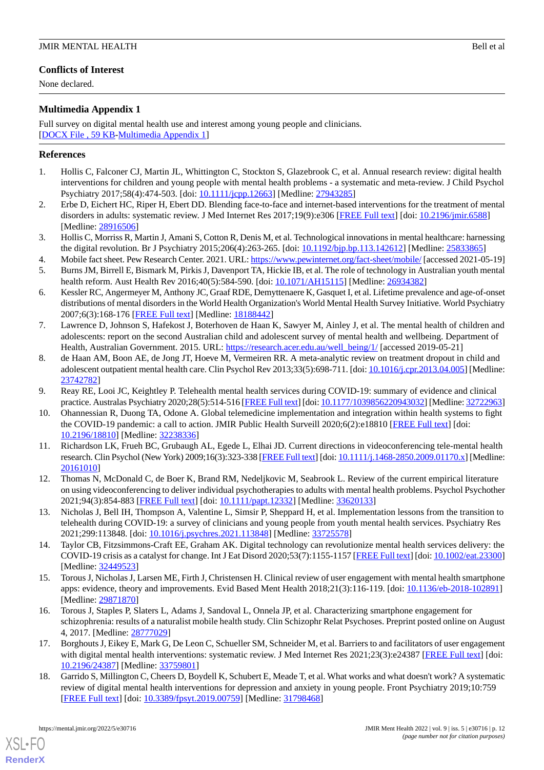## Conflicts of Interest

None declared.

## Multimedia Appendix 1

Full survey on digital mental health use and interest among young people and clinicians.
[DOCX File , 59 KB-Multimedia Appendix 1]

## References

1. Hollis C, Falconer CJ, Martin JL, Whittington C, Stockton S, Glazebrook C, et al. Annual research review: digital health interventions for children and young people with mental health problems - a systematic and meta-review. J Child Psychol Psychiatry 2017;58(4):474-503. [doi: 10.1111/jcpp.12663] [Medline: 27943285]
2. Erbe D, Eichert HC, Riper H, Ebert DD. Blending face-to-face and internet-based interventions for the treatment of mental disorders in adults: systematic review. J Med Internet Res 2017;19(9):e306 [FREE Full text] [doi: 10.2196/jmir.6588] [Medline: 28916506]
3. Hollis C, Morriss R, Martin J, Amani S, Cotton R, Denis M, et al. Technological innovations in mental healthcare: harnessing the digital revolution. Br J Psychiatry 2015;206(4):263-265. [doi: 10.1192/bjp.bp.113.142612] [Medline: 25833865]
4. Mobile fact sheet. Pew Research Center. 2021. URL: https://www.pewinternet.org/fact-sheet/mobile/ [accessed 2021-05-19]
5. Burns JM, Birrell E, Bismark M, Pirkis J, Davenport TA, Hickie IB, et al. The role of technology in Australian youth mental health reform. Aust Health Rev 2016;40(5):584-590. [doi: 10.1071/AH15115] [Medline: 26934382]
6. Kessler RC, Angermeyer M, Anthony JC, Graaf RDE, Demyttenaere K, Gasquet I, et al. Lifetime prevalence and age-of-onset distributions of mental disorders in the World Health Organization's World Mental Health Survey Initiative. World Psychiatry 2007;6(3):168-176 [FREE Full text] [Medline: 18188442]
7. Lawrence D, Johnson S, Hafekost J, Boterhoven de Haan K, Sawyer M, Ainley J, et al. The mental health of children and adolescents: report on the second Australian child and adolescent survey of mental health and wellbeing. Department of Health, Australian Government. 2015. URL: https://research.acer.edu.au/well_being/1/ [accessed 2019-05-21]
8. de Haan AM, Boon AE, de Jong JT, Hoeve M, Vermeiren RR. A meta-analytic review on treatment dropout in child and adolescent outpatient mental health care. Clin Psychol Rev 2013;33(5):698-711. [doi: 10.1016/j.cpr.2013.04.005] [Medline: 23742782]
9. Reay RE, Looi JC, Keightley P. Telehealth mental health services during COVID-19: summary of evidence and clinical practice. Australas Psychiatry 2020;28(5):514-516 [FREE Full text] [doi: 10.1177/1039856220943032] [Medline: 32722963]
10. Ohannessian R, Duong TA, Odone A. Global telemedicine implementation and integration within health systems to fight the COVID-19 pandemic: a call to action. JMIR Public Health Surveill 2020;6(2):e18810 [FREE Full text] [doi: 10.2196/18810] [Medline: 32238336]
11. Richardson LK, Frueh BC, Grubaugh AL, Egede L, Elhai JD. Current directions in videoconferencing tele-mental health research. Clin Psychol (New York) 2009;16(3):323-338 [FREE Full text] [doi: 10.1111/j.1468-2850.2009.01170.x] [Medline: 20161010]
12. Thomas N, McDonald C, de Boer K, Brand RM, Nedeljkovic M, Seabrook L. Review of the current empirical literature on using videoconferencing to deliver individual psychotherapies to adults with mental health problems. Psychol Psychother 2021;94(3):854-883 [FREE Full text] [doi: 10.1111/papt.12332] [Medline: 33620133]
13. Nicholas J, Bell IH, Thompson A, Valentine L, Simsir P, Sheppard H, et al. Implementation lessons from the transition to telehealth during COVID-19: a survey of clinicians and young people from youth mental health services. Psychiatry Res 2021;299:113848. [doi: 10.1016/j.psychres.2021.113848] [Medline: 33725578]
14. Taylor CB, Fitzsimmons-Craft EE, Graham AK. Digital technology can revolutionize mental health services delivery: the COVID-19 crisis as a catalyst for change. Int J Eat Disord 2020;53(7):1155-1157 [FREE Full text] [doi: 10.1002/eat.23300] [Medline: 32449523]
15. Torous J, Nicholas J, Larsen ME, Firth J, Christensen H. Clinical review of user engagement with mental health smartphone apps: evidence, theory and improvements. Evid Based Ment Health 2018;21(3):116-119. [doi: 10.1136/eb-2018-102891] [Medline: 29871870]
16. Torous J, Staples P, Slaters L, Adams J, Sandoval L, Onnela JP, et al. Characterizing smartphone engagement for schizophrenia: results of a naturalist mobile health study. Clin Schizophr Relat Psychoses. Preprint posted online on August 4, 2017. [Medline: 28777029]
17. Borghouts J, Eikey E, Mark G, De Leon C, Schueller SM, Schneider M, et al. Barriers to and facilitators of user engagement with digital mental health interventions: systematic review. J Med Internet Res 2021;23(3):e24387 [FREE Full text] [doi: 10.2196/24387] [Medline: 33759801]
18. Garrido S, Millington C, Cheers D, Boydell K, Schubert E, Meade T, et al. What works and what doesn't work? A systematic review of digital mental health interventions for depression and anxiety in young people. Front Psychiatry 2019;10:759 [FREE Full text] [doi: 10.3389/fpsyt.2019.00759] [Medline: 31798468]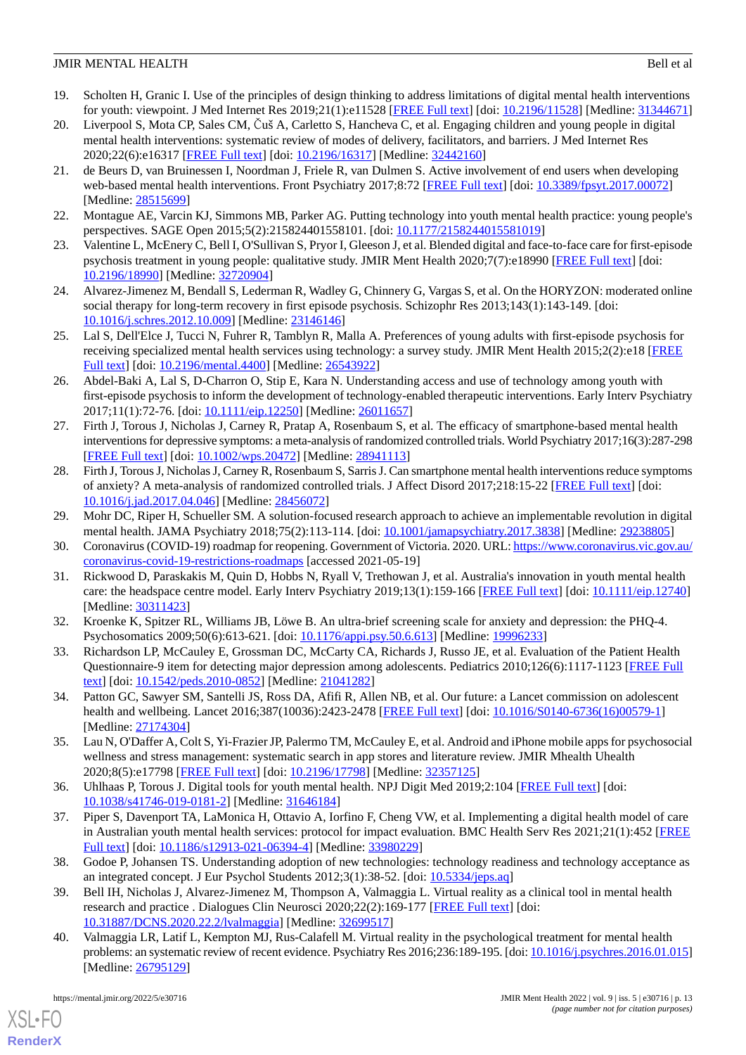19. Scholten H, Granic I. Use of the principles of design thinking to address limitations of digital mental health interventions for youth: viewpoint. J Med Internet Res 2019;21(1):e11528 [FREE Full text] [doi: 10.2196/11528] [Medline: 31344671]
20. Liverpool S, Mota CP, Sales CM, Čuš A, Carletto S, Hancheva C, et al. Engaging children and young people in digital mental health interventions: systematic review of modes of delivery, facilitators, and barriers. J Med Internet Res 2020;22(6):e16317 [FREE Full text] [doi: 10.2196/16317] [Medline: 32442160]
21. de Beurs D, van Bruinessen I, Noordman J, Friele R, van Dulmen S. Active involvement of end users when developing web-based mental health interventions. Front Psychiatry 2017;8:72 [FREE Full text] [doi: 10.3389/fpsyt.2017.00072] [Medline: 28515699]
22. Montague AE, Varcin KJ, Simmons MB, Parker AG. Putting technology into youth mental health practice: young people's perspectives. SAGE Open 2015;5(2):215824401558101. [doi: 10.1177/2158244015581019]
23. Valentine L, McEnery C, Bell I, O'Sullivan S, Pryor I, Gleeson J, et al. Blended digital and face-to-face care for first-episode psychosis treatment in young people: qualitative study. JMIR Ment Health 2020;7(7):e18990 [FREE Full text] [doi: 10.2196/18990] [Medline: 32720904]
24. Alvarez-Jimenez M, Bendall S, Lederman R, Wadley G, Chinnery G, Vargas S, et al. On the HORYZON: moderated online social therapy for long-term recovery in first episode psychosis. Schizophr Res 2013;143(1):143-149. [doi: 10.1016/j.schres.2012.10.009] [Medline: 23146146]
25. Lal S, Dell'Elce J, Tucci N, Fuhrer R, Tamblyn R, Malla A. Preferences of young adults with first-episode psychosis for receiving specialized mental health services using technology: a survey study. JMIR Ment Health 2015;2(2):e18 [FREE Full text] [doi: 10.2196/mental.4400] [Medline: 26543922]
26. Abdel-Baki A, Lal S, D-Charron O, Stip E, Kara N. Understanding access and use of technology among youth with first-episode psychosis to inform the development of technology-enabled therapeutic interventions. Early Interv Psychiatry 2017;11(1):72-76. [doi: 10.1111/eip.12250] [Medline: 26011657]
27. Firth J, Torous J, Nicholas J, Carney R, Pratap A, Rosenbaum S, et al. The efficacy of smartphone-based mental health interventions for depressive symptoms: a meta-analysis of randomized controlled trials. World Psychiatry 2017;16(3):287-298 [FREE Full text] [doi: 10.1002/wps.20472] [Medline: 28941113]
28. Firth J, Torous J, Nicholas J, Carney R, Rosenbaum S, Sarris J. Can smartphone mental health interventions reduce symptoms of anxiety? A meta-analysis of randomized controlled trials. J Affect Disord 2017;218:15-22 [FREE Full text] [doi: 10.1016/j.jad.2017.04.046] [Medline: 28456072]
29. Mohr DC, Riper H, Schueller SM. A solution-focused research approach to achieve an implementable revolution in digital mental health. JAMA Psychiatry 2018;75(2):113-114. [doi: 10.1001/jamapsychiatry.2017.3838] [Medline: 29238805]
30. Coronavirus (COVID-19) roadmap for reopening. Government of Victoria. 2020. URL: https://www.coronavirus.vic.gov.au/coronavirus-covid-19-restrictions-roadmaps [accessed 2021-05-19]
31. Rickwood D, Paraskakis M, Quin D, Hobbs N, Ryall V, Trethowan J, et al. Australia's innovation in youth mental health care: the headspace centre model. Early Interv Psychiatry 2019;13(1):159-166 [FREE Full text] [doi: 10.1111/eip.12740] [Medline: 30311423]
32. Kroenke K, Spitzer RL, Williams JB, Löwe B. An ultra-brief screening scale for anxiety and depression: the PHQ-4. Psychosomatics 2009;50(6):613-621. [doi: 10.1176/appi.psy.50.6.613] [Medline: 19996233]
33. Richardson LP, McCauley E, Grossman DC, McCarty CA, Richards J, Russo JE, et al. Evaluation of the Patient Health Questionnaire-9 item for detecting major depression among adolescents. Pediatrics 2010;126(6):1117-1123 [FREE Full text] [doi: 10.1542/peds.2010-0852] [Medline: 21041282]
34. Patton GC, Sawyer SM, Santelli JS, Ross DA, Afifi R, Allen NB, et al. Our future: a Lancet commission on adolescent health and wellbeing. Lancet 2016;387(10036):2423-2478 [FREE Full text] [doi: 10.1016/S0140-6736(16)00579-1] [Medline: 27174304]
35. Lau N, O'Daffer A, Colt S, Yi-Frazier JP, Palermo TM, McCauley E, et al. Android and iPhone mobile apps for psychosocial wellness and stress management: systematic search in app stores and literature review. JMIR Mhealth Uhealth 2020;8(5):e17798 [FREE Full text] [doi: 10.2196/17798] [Medline: 32357125]
36. Uhlhaas P, Torous J. Digital tools for youth mental health. NPJ Digit Med 2019;2:104 [FREE Full text] [doi: 10.1038/s41746-019-0181-2] [Medline: 31646184]
37. Piper S, Davenport TA, LaMonica H, Ottavio A, Iorfino F, Cheng VW, et al. Implementing a digital health model of care in Australian youth mental health services: protocol for impact evaluation. BMC Health Serv Res 2021;21(1):452 [FREE Full text] [doi: 10.1186/s12913-021-06394-4] [Medline: 33980229]
38. Godoe P, Johansen TS. Understanding adoption of new technologies: technology readiness and technology acceptance as an integrated concept. J Eur Psychol Students 2012;3(1):38-52. [doi: 10.5334/jeps.aq]
39. Bell IH, Nicholas J, Alvarez-Jimenez M, Thompson A, Valmaggia L. Virtual reality as a clinical tool in mental health research and practice . Dialogues Clin Neurosci 2020;22(2):169-177 [FREE Full text] [doi: 10.31887/DCNS.2020.22.2/lvalmaggia] [Medline: 32699517]
40. Valmaggia LR, Latif L, Kempton MJ, Rus-Calafell M. Virtual reality in the psychological treatment for mental health problems: an systematic review of recent evidence. Psychiatry Res 2016;236:189-195. [doi: 10.1016/j.psychres.2016.01.015] [Medline: 26795129]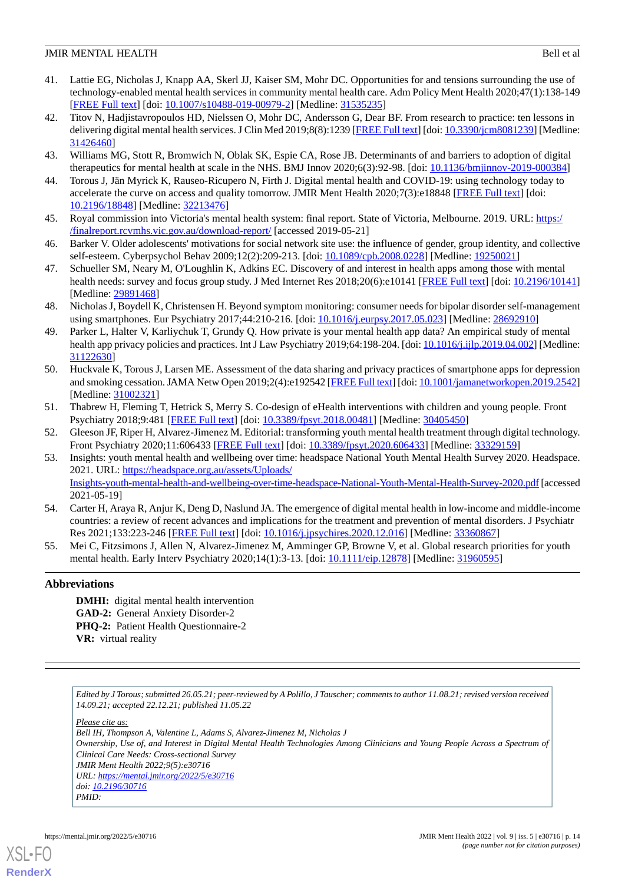41. Lattie EG, Nicholas J, Knapp AA, Skerl JJ, Kaiser SM, Mohr DC. Opportunities for and tensions surrounding the use of technology-enabled mental health services in community mental health care. Adm Policy Ment Health 2020;47(1):138-149 [FREE Full text] [doi: 10.1007/s10488-019-00979-2] [Medline: 31535235]
42. Titov N, Hadjistavropoulos HD, Nielssen O, Mohr DC, Andersson G, Dear BF. From research to practice: ten lessons in delivering digital mental health services. J Clin Med 2019;8(8):1239 [FREE Full text] [doi: 10.3390/jcm8081239] [Medline: 31426460]
43. Williams MG, Stott R, Bromwich N, Oblak SK, Espie CA, Rose JB. Determinants of and barriers to adoption of digital therapeutics for mental health at scale in the NHS. BMJ Innov 2020;6(3):92-98. [doi: 10.1136/bmjinnov-2019-000384]
44. Torous J, Jän Myrick K, Rauseo-Ricupero N, Firth J. Digital mental health and COVID-19: using technology today to accelerate the curve on access and quality tomorrow. JMIR Ment Health 2020;7(3):e18848 [FREE Full text] [doi: 10.2196/18848] [Medline: 32213476]
45. Royal commission into Victoria's mental health system: final report. State of Victoria, Melbourne. 2019. URL: https://finalreport.rcvmhs.vic.gov.au/download-report/ [accessed 2019-05-21]
46. Barker V. Older adolescents' motivations for social network site use: the influence of gender, group identity, and collective self-esteem. Cyberpsychol Behav 2009;12(2):209-213. [doi: 10.1089/cpb.2008.0228] [Medline: 19250021]
47. Schueller SM, Neary M, O'Loughlin K, Adkins EC. Discovery of and interest in health apps among those with mental health needs: survey and focus group study. J Med Internet Res 2018;20(6):e10141 [FREE Full text] [doi: 10.2196/10141] [Medline: 29891468]
48. Nicholas J, Boydell K, Christensen H. Beyond symptom monitoring: consumer needs for bipolar disorder self-management using smartphones. Eur Psychiatry 2017;44:210-216. [doi: 10.1016/j.eurpsy.2017.05.023] [Medline: 28692910]
49. Parker L, Halter V, Karliychuk T, Grundy Q. How private is your mental health app data? An empirical study of mental health app privacy policies and practices. Int J Law Psychiatry 2019;64:198-204. [doi: 10.1016/j.ijlp.2019.04.002] [Medline: 31122630]
50. Huckvale K, Torous J, Larsen ME. Assessment of the data sharing and privacy practices of smartphone apps for depression and smoking cessation. JAMA Netw Open 2019;2(4):e192542 [FREE Full text] [doi: 10.1001/jamanetworkopen.2019.2542] [Medline: 31002321]
51. Thabrew H, Fleming T, Hetrick S, Merry S. Co-design of eHealth interventions with children and young people. Front Psychiatry 2018;9:481 [FREE Full text] [doi: 10.3389/fpsyt.2018.00481] [Medline: 30405450]
52. Gleeson JF, Riper H, Alvarez-Jimenez M. Editorial: transforming youth mental health treatment through digital technology. Front Psychiatry 2020;11:606433 [FREE Full text] [doi: 10.3389/fpsyt.2020.606433] [Medline: 33329159]
53. Insights: youth mental health and wellbeing over time: headspace National Youth Mental Health Survey 2020. Headspace. 2021. URL: https://headspace.org.au/assets/Uploads/Insights-youth-mental-health-and-wellbeing-over-time-headspace-National-Youth-Mental-Health-Survey-2020.pdf [accessed 2021-05-19]
54. Carter H, Araya R, Anjur K, Deng D, Naslund JA. The emergence of digital mental health in low-income and middle-income countries: a review of recent advances and implications for the treatment and prevention of mental disorders. J Psychiatr Res 2021;133:223-246 [FREE Full text] [doi: 10.1016/j.jpsychires.2020.12.016] [Medline: 33360867]
55. Mei C, Fitzsimons J, Allen N, Alvarez-Jimenez M, Amminger GP, Browne V, et al. Global research priorities for youth mental health. Early Interv Psychiatry 2020;14(1):3-13. [doi: 10.1111/eip.12878] [Medline: 31960595]

## Abbreviations

**DMHI:** digital mental health intervention
**GAD-2:** General Anxiety Disorder-2
**PHQ-2:** Patient Health Questionnaire-2
**VR:** virtual reality

*Edited by J Torous; submitted 26.05.21; peer-reviewed by A Polillo, J Tauscher; comments to author 11.08.21; revised version received 14.09.21; accepted 22.12.21; published 11.05.22*

*Please cite as:*
*Bell IH, Thompson A, Valentine L, Adams S, Alvarez-Jimenez M, Nicholas J*
*Ownership, Use of, and Interest in Digital Mental Health Technologies Among Clinicians and Young People Across a Spectrum of Clinical Care Needs: Cross-sectional Survey*
*JMIR Ment Health 2022;9(5):e30716*
*URL: https://mental.jmir.org/2022/5/e30716*
*doi: 10.2196/30716*
*PMID:*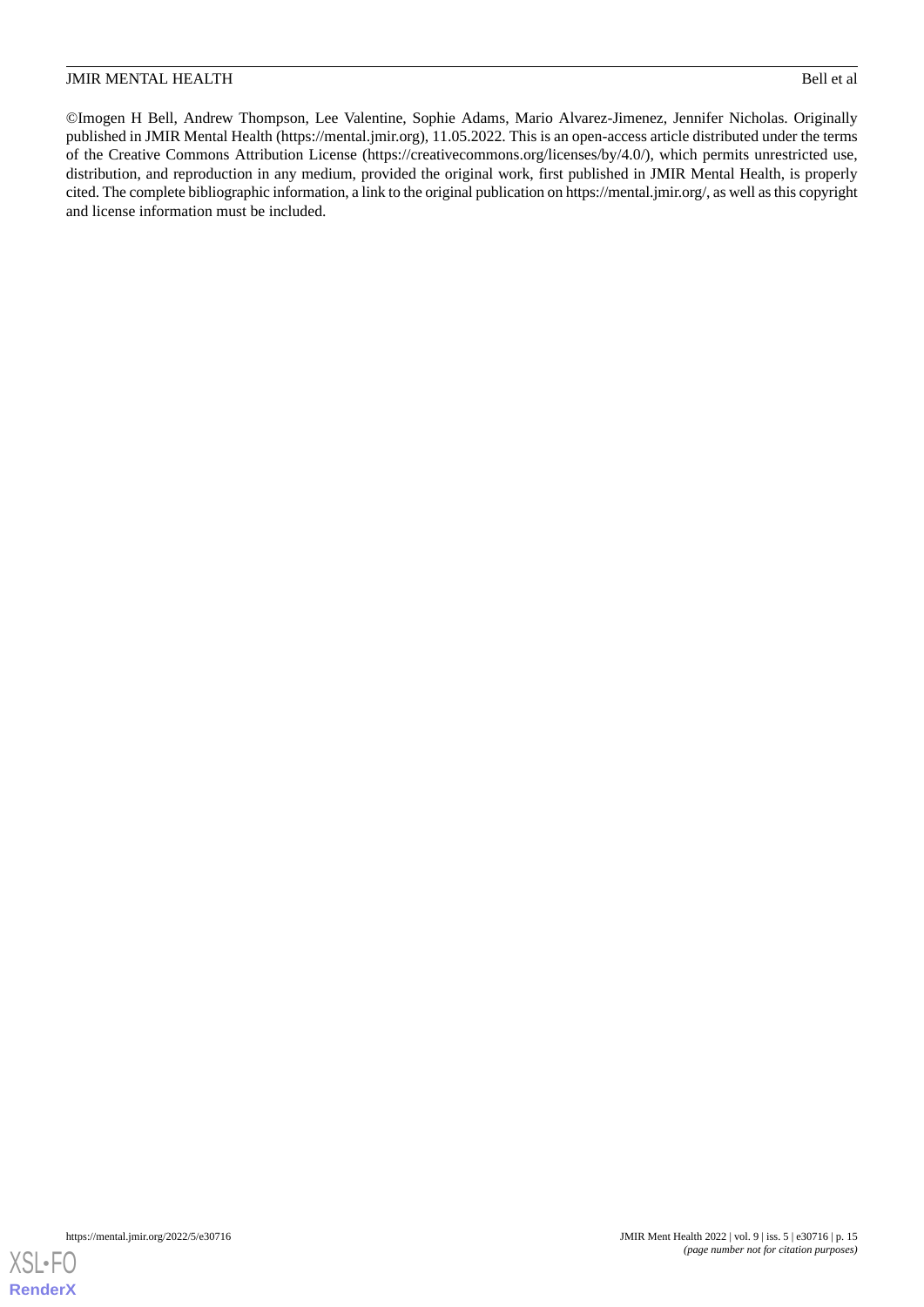©Imogen H Bell, Andrew Thompson, Lee Valentine, Sophie Adams, Mario Alvarez-Jimenez, Jennifer Nicholas. Originally published in JMIR Mental Health (https://mental.jmir.org), 11.05.2022. This is an open-access article distributed under the terms of the Creative Commons Attribution License (https://creativecommons.org/licenses/by/4.0/), which permits unrestricted use, distribution, and reproduction in any medium, provided the original work, first published in JMIR Mental Health, is properly cited. The complete bibliographic information, a link to the original publication on https://mental.jmir.org/, as well as this copyright and license information must be included.